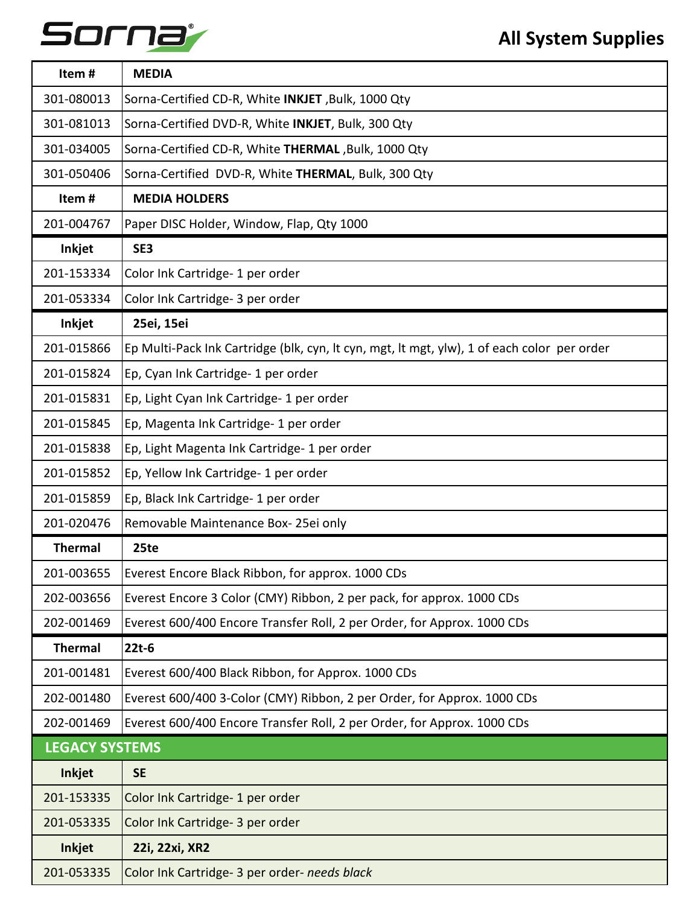Sorna

# All System Supplies

| Item # | **MEDIA** |
|---|---|
| 301-080013 | Sorna-Certified CD-R, White **INKJET** ,Bulk, 1000 Qty |
| 301-081013 | Sorna-Certified DVD-R, White **INKJET**, Bulk, 300 Qty |
| 301-034005 | Sorna-Certified CD-R, White **THERMAL** ,Bulk, 1000 Qty |
| 301-050406 | Sorna-Certified DVD-R, White **THERMAL**, Bulk, 300 Qty |
| **Item #** | **MEDIA HOLDERS** |
| 201-004767 | Paper DISC Holder, Window, Flap, Qty 1000 |
| **Inkjet** | **SE3** |
| 201-153334 | Color Ink Cartridge- 1 per order |
| 201-053334 | Color Ink Cartridge- 3 per order |
| **Inkjet** | **25ei, 15ei** |
| 201-015866 | Ep Multi-Pack Ink Cartridge (blk, cyn, lt cyn, mgt, lt mgt, ylw), 1 of each color per order |
| 201-015824 | Ep, Cyan Ink Cartridge- 1 per order |
| 201-015831 | Ep, Light Cyan Ink Cartridge- 1 per order |
| 201-015845 | Ep, Magenta Ink Cartridge- 1 per order |
| 201-015838 | Ep, Light Magenta Ink Cartridge- 1 per order |
| 201-015852 | Ep, Yellow Ink Cartridge- 1 per order |
| 201-015859 | Ep, Black Ink Cartridge- 1 per order |
| 201-020476 | Removable Maintenance Box- 25ei only |
| **Thermal** | **25te** |
| 201-003655 | Everest Encore Black Ribbon, for approx. 1000 CDs |
| 202-003656 | Everest Encore 3 Color (CMY) Ribbon, 2 per pack, for approx. 1000 CDs |
| 202-001469 | Everest 600/400 Encore Transfer Roll, 2 per Order, for Approx. 1000 CDs |
| **Thermal** | **22t-6** |
| 201-001481 | Everest 600/400 Black Ribbon, for Approx. 1000 CDs |
| 202-001480 | Everest 600/400 3-Color (CMY) Ribbon, 2 per Order, for Approx. 1000 CDs |
| 202-001469 | Everest 600/400 Encore Transfer Roll, 2 per Order, for Approx. 1000 CDs |
| **LEGACY SYSTEMS** | |
| **Inkjet** | **SE** |
| 201-153335 | Color Ink Cartridge- 1 per order |
| 201-053335 | Color Ink Cartridge- 3 per order |
| **Inkjet** | **22i, 22xi, XR2** |
| 201-053335 | Color Ink Cartridge- 3 per order- *needs black* |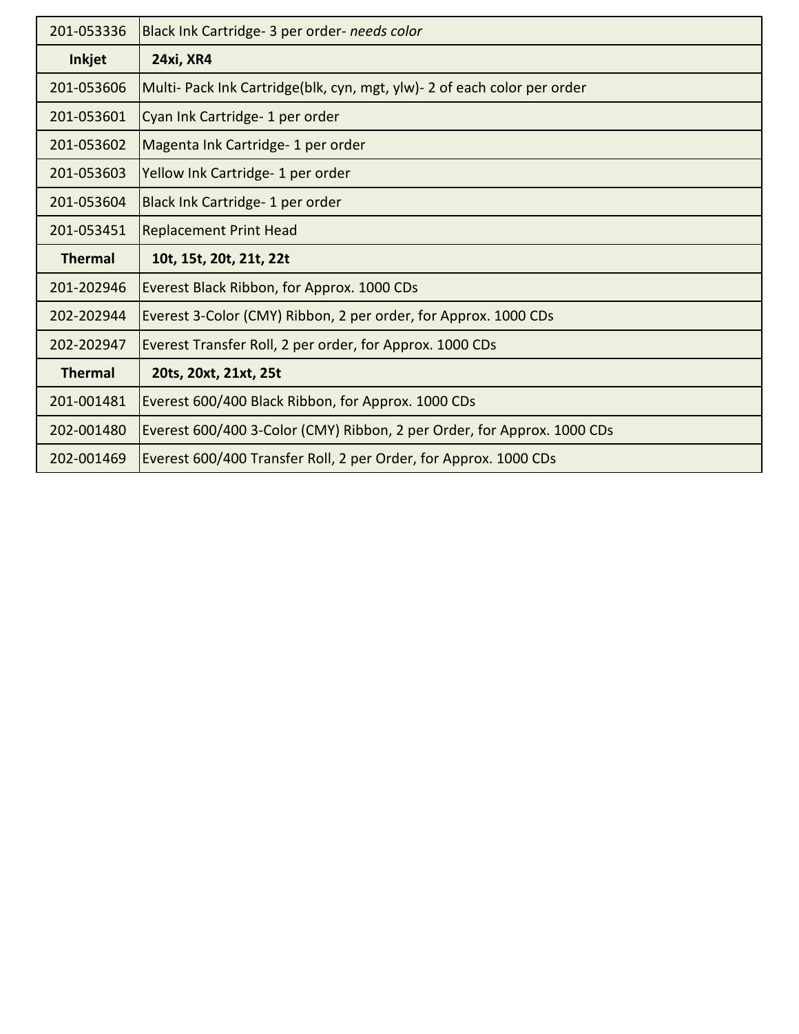| | |
|---|---|
| 201-053336 | Black Ink Cartridge- 3 per order- *needs color* |
| **Inkjet** | **24xi, XR4** |
| 201-053606 | Multi- Pack Ink Cartridge(blk, cyn, mgt, ylw)- 2 of each color per order |
| 201-053601 | Cyan Ink Cartridge- 1 per order |
| 201-053602 | Magenta Ink Cartridge- 1 per order |
| 201-053603 | Yellow Ink Cartridge- 1 per order |
| 201-053604 | Black Ink Cartridge- 1 per order |
| 201-053451 | Replacement Print Head |
| **Thermal** | **10t, 15t, 20t, 21t, 22t** |
| 201-202946 | Everest Black Ribbon, for Approx. 1000 CDs |
| 202-202944 | Everest 3-Color (CMY) Ribbon, 2 per order, for Approx. 1000 CDs |
| 202-202947 | Everest Transfer Roll, 2 per order, for Approx. 1000 CDs |
| **Thermal** | **20ts, 20xt, 21xt, 25t** |
| 201-001481 | Everest 600/400 Black Ribbon, for Approx. 1000 CDs |
| 202-001480 | Everest 600/400 3-Color (CMY) Ribbon, 2 per Order, for Approx. 1000 CDs |
| 202-001469 | Everest 600/400 Transfer Roll, 2 per Order, for Approx. 1000 CDs |